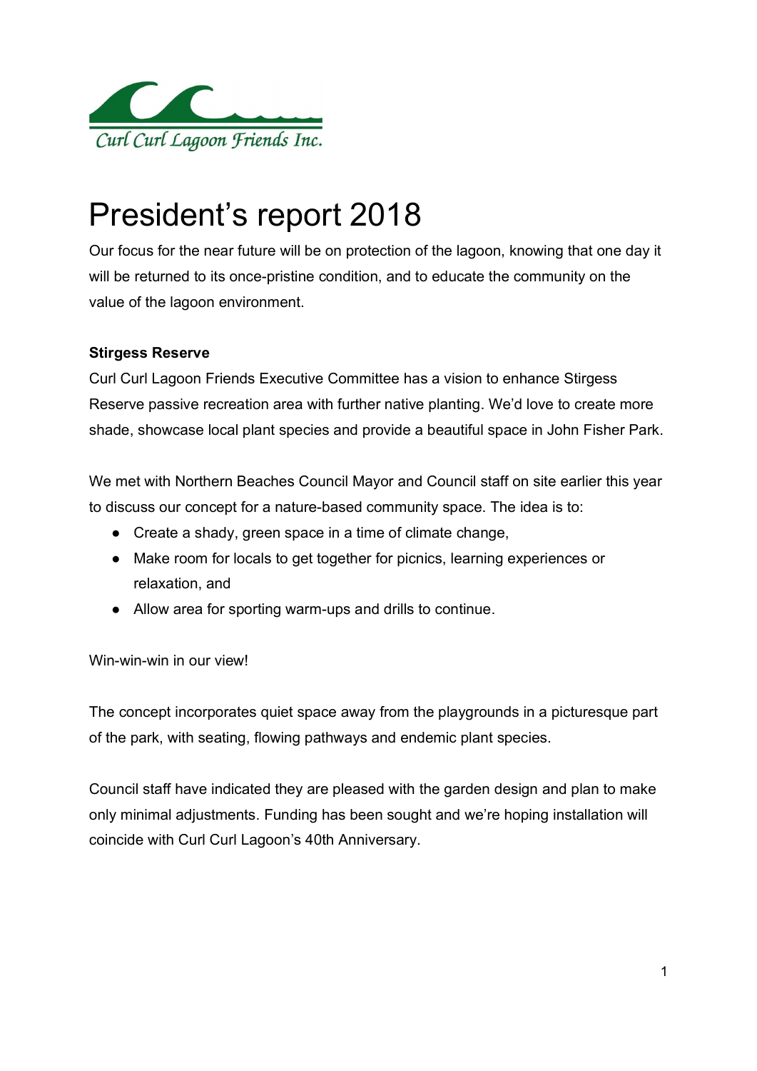Curl Curl Lagoon Friends Inc.

# President's report 2018

Our focus for the near future will be on protection of the lagoon, knowing that one day it will be returned to its once-pristine condition, and to educate the community on the value of the lagoon environment.

**Stirgess Reserve**

Curl Curl Lagoon Friends Executive Committee has a vision to enhance Stirgess Reserve passive recreation area with further native planting. We'd love to create more shade, showcase local plant species and provide a beautiful space in John Fisher Park.

We met with Northern Beaches Council Mayor and Council staff on site earlier this year to discuss our concept for a nature-based community space. The idea is to:

- Create a shady, green space in a time of climate change,
- Make room for locals to get together for picnics, learning experiences or relaxation, and
- Allow area for sporting warm-ups and drills to continue.

Win-win-win in our view!

The concept incorporates quiet space away from the playgrounds in a picturesque part of the park, with seating, flowing pathways and endemic plant species.

Council staff have indicated they are pleased with the garden design and plan to make only minimal adjustments. Funding has been sought and we're hoping installation will coincide with Curl Curl Lagoon's 40th Anniversary.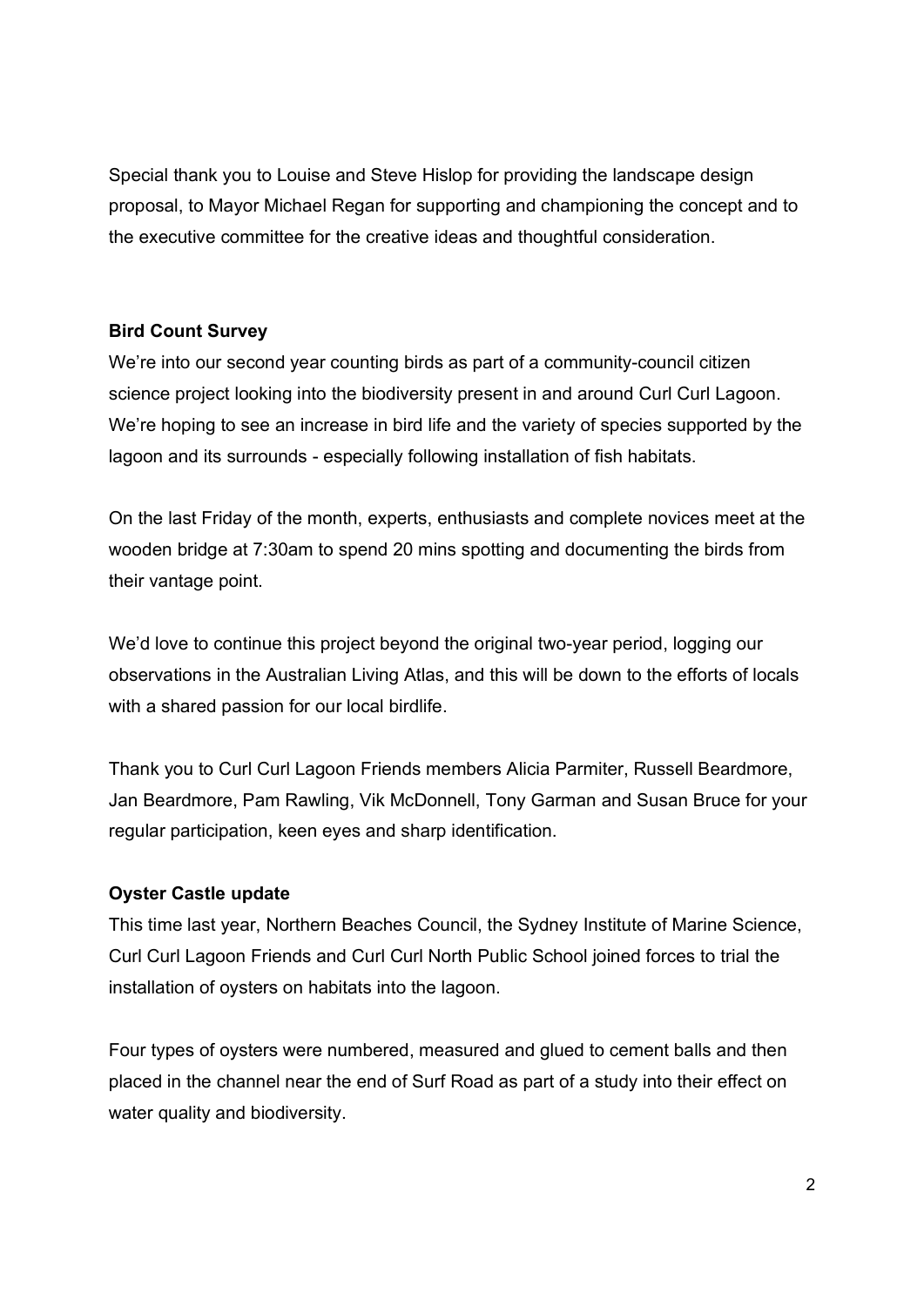Special thank you to Louise and Steve Hislop for providing the landscape design proposal, to Mayor Michael Regan for supporting and championing the concept and to the executive committee for the creative ideas and thoughtful consideration.

**Bird Count Survey**

We're into our second year counting birds as part of a community-council citizen science project looking into the biodiversity present in and around Curl Curl Lagoon. We're hoping to see an increase in bird life and the variety of species supported by the lagoon and its surrounds - especially following installation of fish habitats.

On the last Friday of the month, experts, enthusiasts and complete novices meet at the wooden bridge at 7:30am to spend 20 mins spotting and documenting the birds from their vantage point.

We'd love to continue this project beyond the original two-year period, logging our observations in the Australian Living Atlas, and this will be down to the efforts of locals with a shared passion for our local birdlife.

Thank you to Curl Curl Lagoon Friends members Alicia Parmiter, Russell Beardmore, Jan Beardmore, Pam Rawling, Vik McDonnell, Tony Garman and Susan Bruce for your regular participation, keen eyes and sharp identification.

**Oyster Castle update**

This time last year, Northern Beaches Council, the Sydney Institute of Marine Science, Curl Curl Lagoon Friends and Curl Curl North Public School joined forces to trial the installation of oysters on habitats into the lagoon.

Four types of oysters were numbered, measured and glued to cement balls and then placed in the channel near the end of Surf Road as part of a study into their effect on water quality and biodiversity.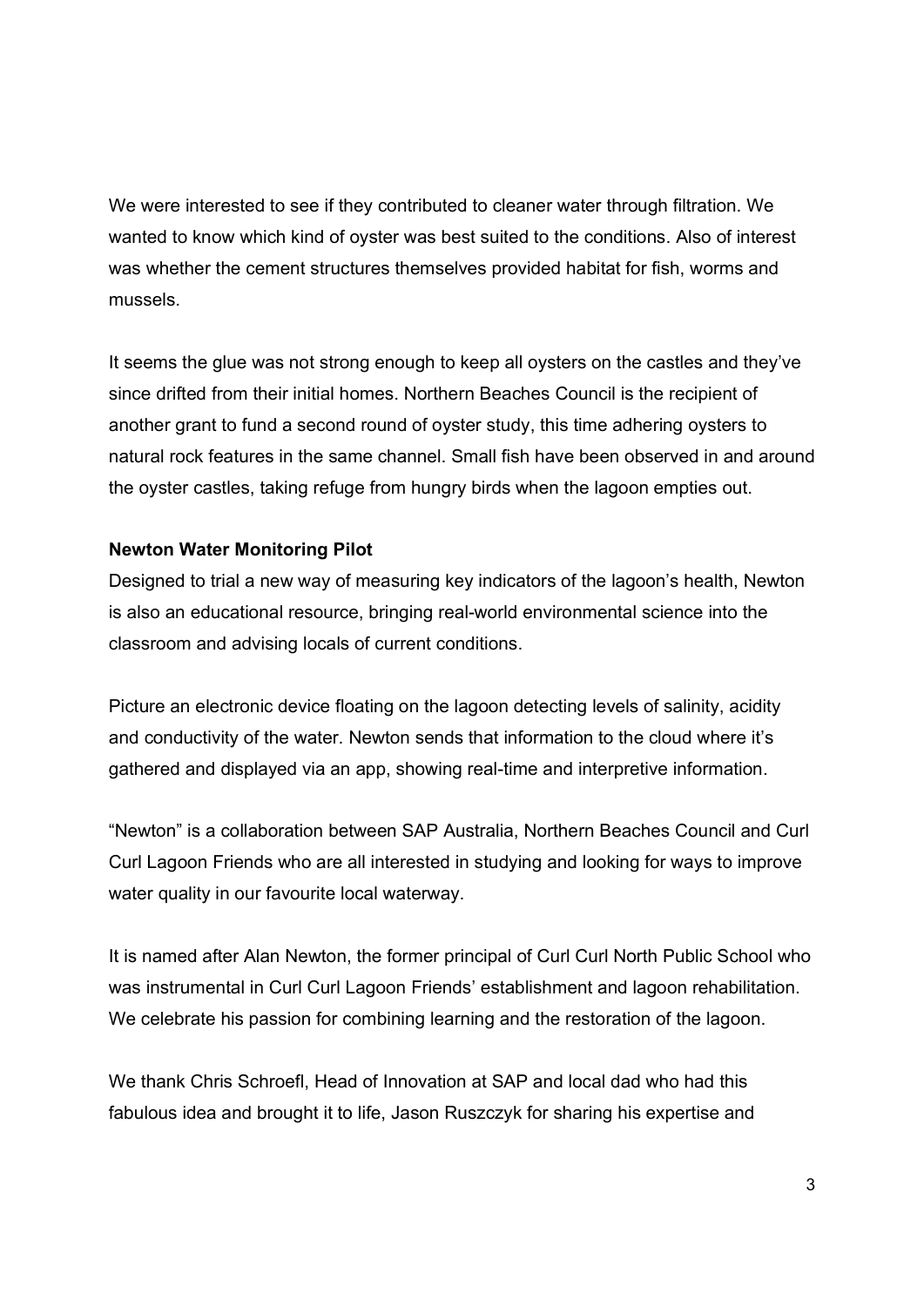We were interested to see if they contributed to cleaner water through filtration. We wanted to know which kind of oyster was best suited to the conditions. Also of interest was whether the cement structures themselves provided habitat for fish, worms and mussels.

It seems the glue was not strong enough to keep all oysters on the castles and they've since drifted from their initial homes. Northern Beaches Council is the recipient of another grant to fund a second round of oyster study, this time adhering oysters to natural rock features in the same channel. Small fish have been observed in and around the oyster castles, taking refuge from hungry birds when the lagoon empties out.

**Newton Water Monitoring Pilot**

Designed to trial a new way of measuring key indicators of the lagoon's health, Newton is also an educational resource, bringing real-world environmental science into the classroom and advising locals of current conditions.

Picture an electronic device floating on the lagoon detecting levels of salinity, acidity and conductivity of the water. Newton sends that information to the cloud where it's gathered and displayed via an app, showing real-time and interpretive information.

"Newton" is a collaboration between SAP Australia, Northern Beaches Council and Curl Curl Lagoon Friends who are all interested in studying and looking for ways to improve water quality in our favourite local waterway.

It is named after Alan Newton, the former principal of Curl Curl North Public School who was instrumental in Curl Curl Lagoon Friends' establishment and lagoon rehabilitation. We celebrate his passion for combining learning and the restoration of the lagoon.

We thank Chris Schroefl, Head of Innovation at SAP and local dad who had this fabulous idea and brought it to life, Jason Ruszczyk for sharing his expertise and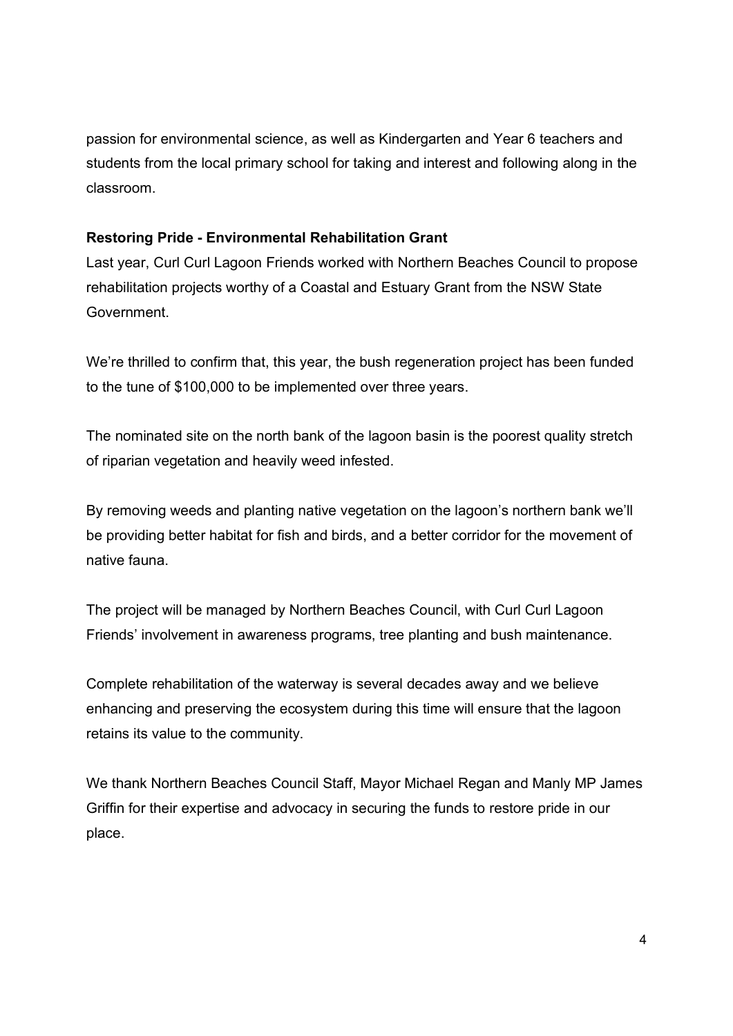passion for environmental science, as well as Kindergarten and Year 6 teachers and students from the local primary school for taking and interest and following along in the classroom.

**Restoring Pride - Environmental Rehabilitation Grant**

Last year, Curl Curl Lagoon Friends worked with Northern Beaches Council to propose rehabilitation projects worthy of a Coastal and Estuary Grant from the NSW State Government.

We're thrilled to confirm that, this year, the bush regeneration project has been funded to the tune of $100,000 to be implemented over three years.

The nominated site on the north bank of the lagoon basin is the poorest quality stretch of riparian vegetation and heavily weed infested.

By removing weeds and planting native vegetation on the lagoon's northern bank we'll be providing better habitat for fish and birds, and a better corridor for the movement of native fauna.

The project will be managed by Northern Beaches Council, with Curl Curl Lagoon Friends' involvement in awareness programs, tree planting and bush maintenance.

Complete rehabilitation of the waterway is several decades away and we believe enhancing and preserving the ecosystem during this time will ensure that the lagoon retains its value to the community.

We thank Northern Beaches Council Staff, Mayor Michael Regan and Manly MP James Griffin for their expertise and advocacy in securing the funds to restore pride in our place.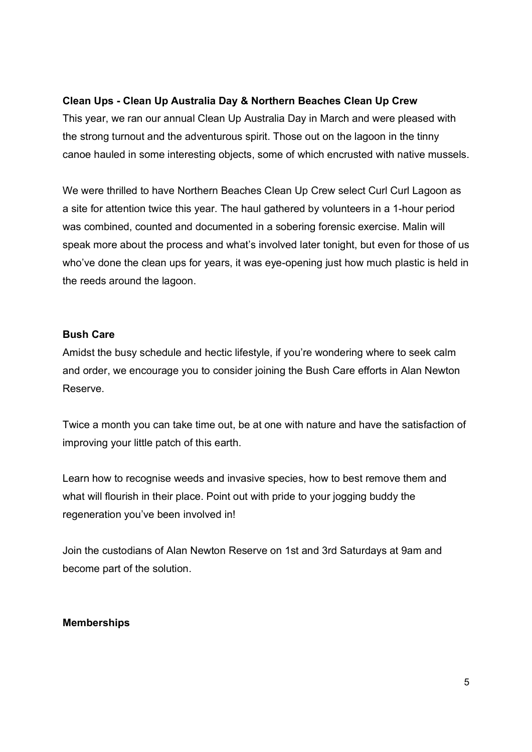**Clean Ups - Clean Up Australia Day & Northern Beaches Clean Up Crew**

This year, we ran our annual Clean Up Australia Day in March and were pleased with the strong turnout and the adventurous spirit. Those out on the lagoon in the tinny canoe hauled in some interesting objects, some of which encrusted with native mussels.

We were thrilled to have Northern Beaches Clean Up Crew select Curl Curl Lagoon as a site for attention twice this year. The haul gathered by volunteers in a 1-hour period was combined, counted and documented in a sobering forensic exercise. Malin will speak more about the process and what's involved later tonight, but even for those of us who've done the clean ups for years, it was eye-opening just how much plastic is held in the reeds around the lagoon.

**Bush Care**

Amidst the busy schedule and hectic lifestyle, if you're wondering where to seek calm and order, we encourage you to consider joining the Bush Care efforts in Alan Newton Reserve.

Twice a month you can take time out, be at one with nature and have the satisfaction of improving your little patch of this earth.

Learn how to recognise weeds and invasive species, how to best remove them and what will flourish in their place. Point out with pride to your jogging buddy the regeneration you've been involved in!

Join the custodians of Alan Newton Reserve on 1st and 3rd Saturdays at 9am and become part of the solution.

**Memberships**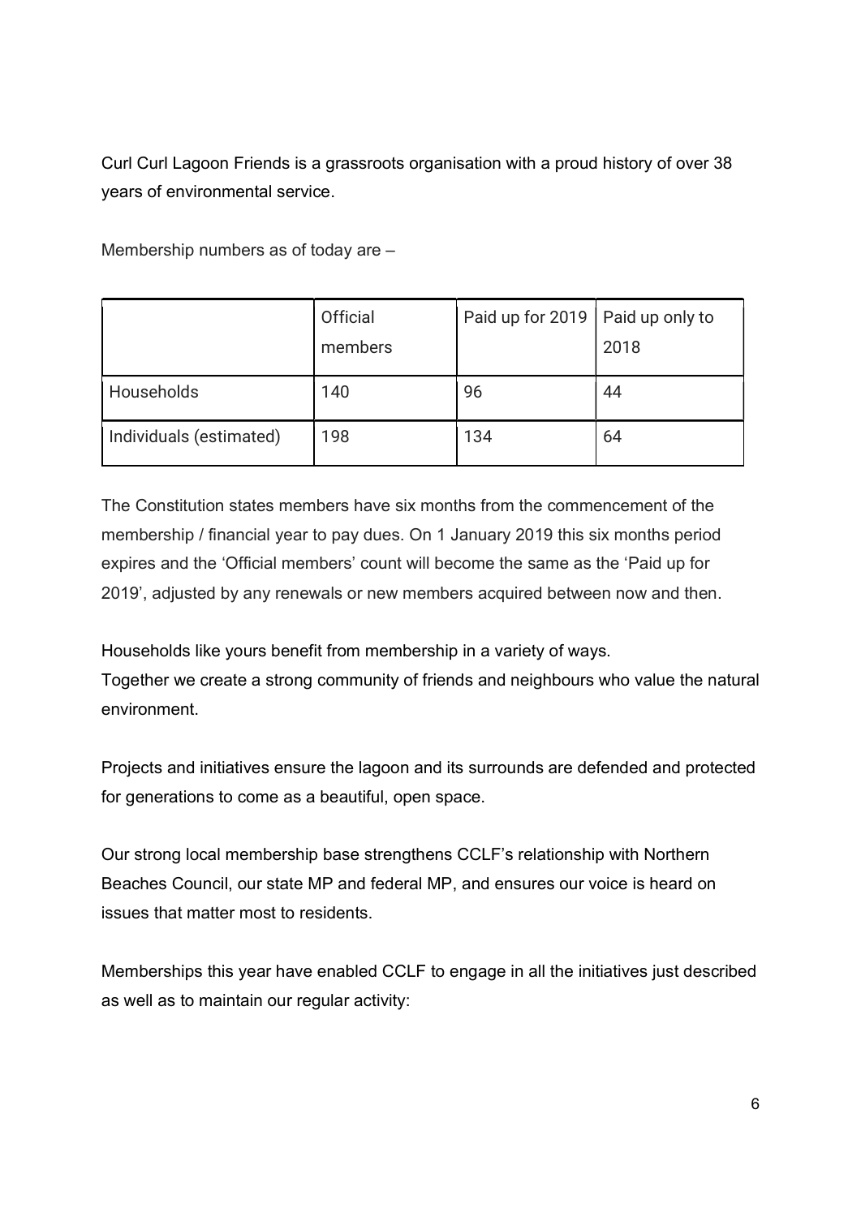Curl Curl Lagoon Friends is a grassroots organisation with a proud history of over 38 years of environmental service.

Membership numbers as of today are –

| | Official members | Paid up for 2019 | Paid up only to 2018 |
|---|---|---|---|
| Households | 140 | 96 | 44 |
| Individuals (estimated) | 198 | 134 | 64 |

The Constitution states members have six months from the commencement of the membership / financial year to pay dues. On 1 January 2019 this six months period expires and the 'Official members' count will become the same as the 'Paid up for 2019', adjusted by any renewals or new members acquired between now and then.

Households like yours benefit from membership in a variety of ways.
Together we create a strong community of friends and neighbours who value the natural environment.

Projects and initiatives ensure the lagoon and its surrounds are defended and protected for generations to come as a beautiful, open space.

Our strong local membership base strengthens CCLF's relationship with Northern Beaches Council, our state MP and federal MP, and ensures our voice is heard on issues that matter most to residents.

Memberships this year have enabled CCLF to engage in all the initiatives just described as well as to maintain our regular activity: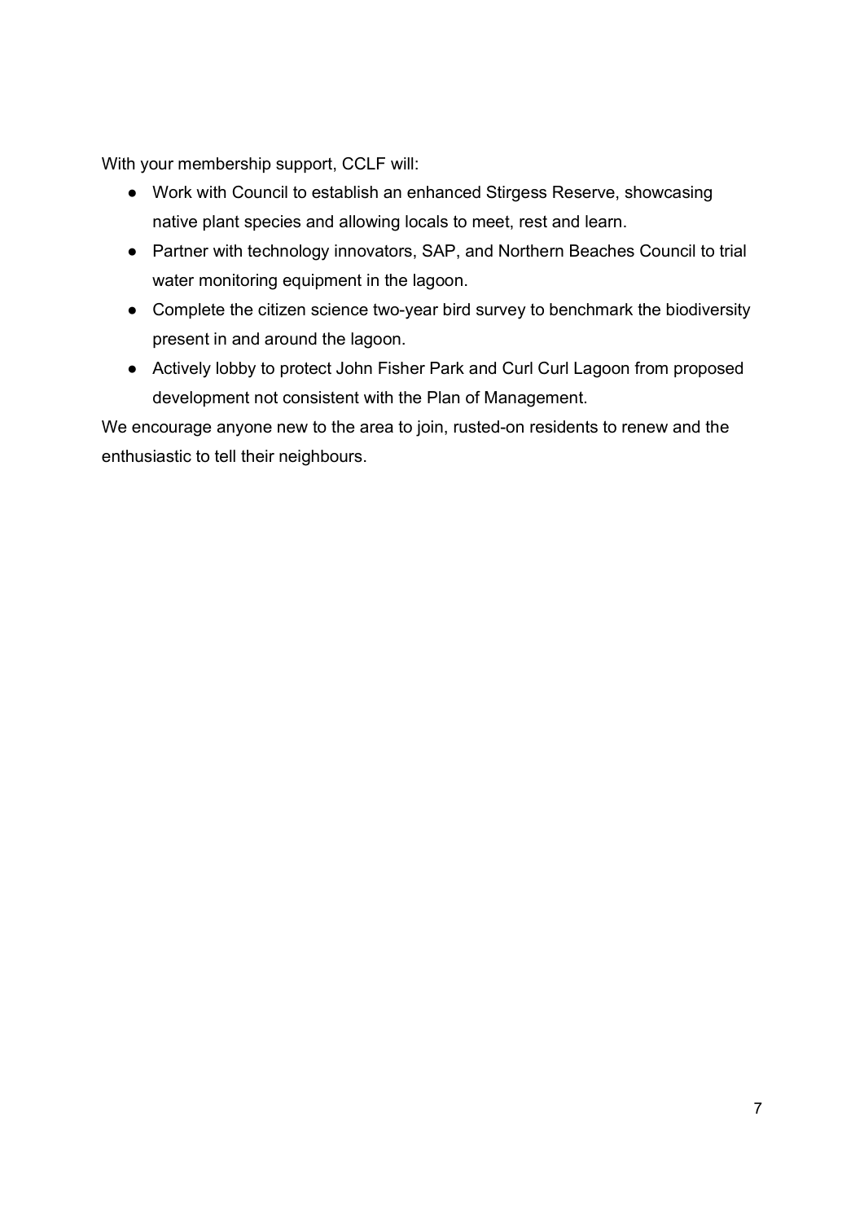With your membership support, CCLF will:

- Work with Council to establish an enhanced Stirgess Reserve, showcasing native plant species and allowing locals to meet, rest and learn.
- Partner with technology innovators, SAP, and Northern Beaches Council to trial water monitoring equipment in the lagoon.
- Complete the citizen science two-year bird survey to benchmark the biodiversity present in and around the lagoon.
- Actively lobby to protect John Fisher Park and Curl Curl Lagoon from proposed development not consistent with the Plan of Management.

We encourage anyone new to the area to join, rusted-on residents to renew and the enthusiastic to tell their neighbours.